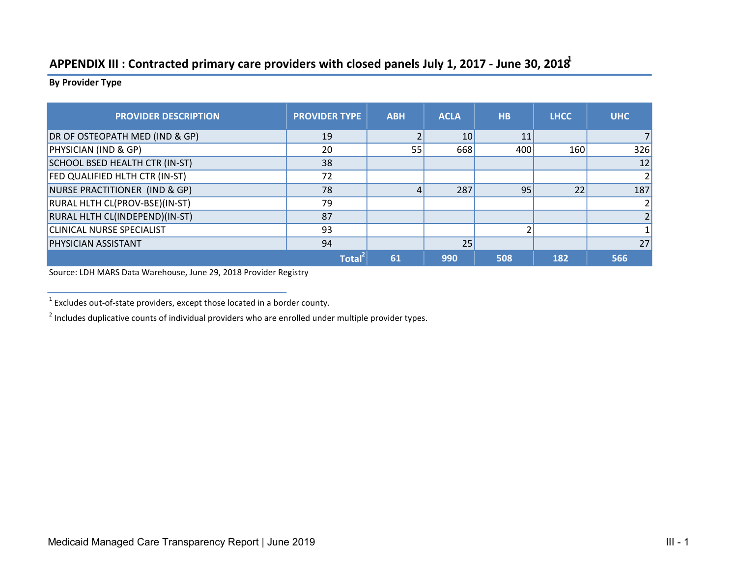## APPENDIX III : Contracted primary care providers with closed panels July 1, 2017 - June 30, 2018[1]

**By Provider Type**

| PROVIDER DESCRIPTION | PROVIDER TYPE | ABH | ACLA | HB | LHCC | UHC |
|---|---|---|---|---|---|---|
| DR OF OSTEOPATH MED (IND & GP) | 19 | 2 | 10 | 11 | | 7 |
| PHYSICIAN (IND & GP) | 20 | 55 | 668 | 400 | 160 | 326 |
| SCHOOL BSED HEALTH CTR (IN-ST) | 38 | | | | | 12 |
| FED QUALIFIED HLTH CTR (IN-ST) | 72 | | | | | 2 |
| NURSE PRACTITIONER (IND & GP) | 78 | 4 | 287 | 95 | 22 | 187 |
| RURAL HLTH CL(PROV-BSE)(IN-ST) | 79 | | | | | 2 |
| RURAL HLTH CL(INDEPEND)(IN-ST) | 87 | | | | | 2 |
| CLINICAL NURSE SPECIALIST | 93 | | | 2 | | 1 |
| PHYSICIAN ASSISTANT | 94 | | 25 | | | 27 |
| | Total[2] | 61 | 990 | 508 | 182 | 566 |

Source: LDH MARS Data Warehouse, June 29, 2018 Provider Registry

[1] Excludes out-of-state providers, except those located in a border county.

[2] Includes duplicative counts of individual providers who are enrolled under multiple provider types.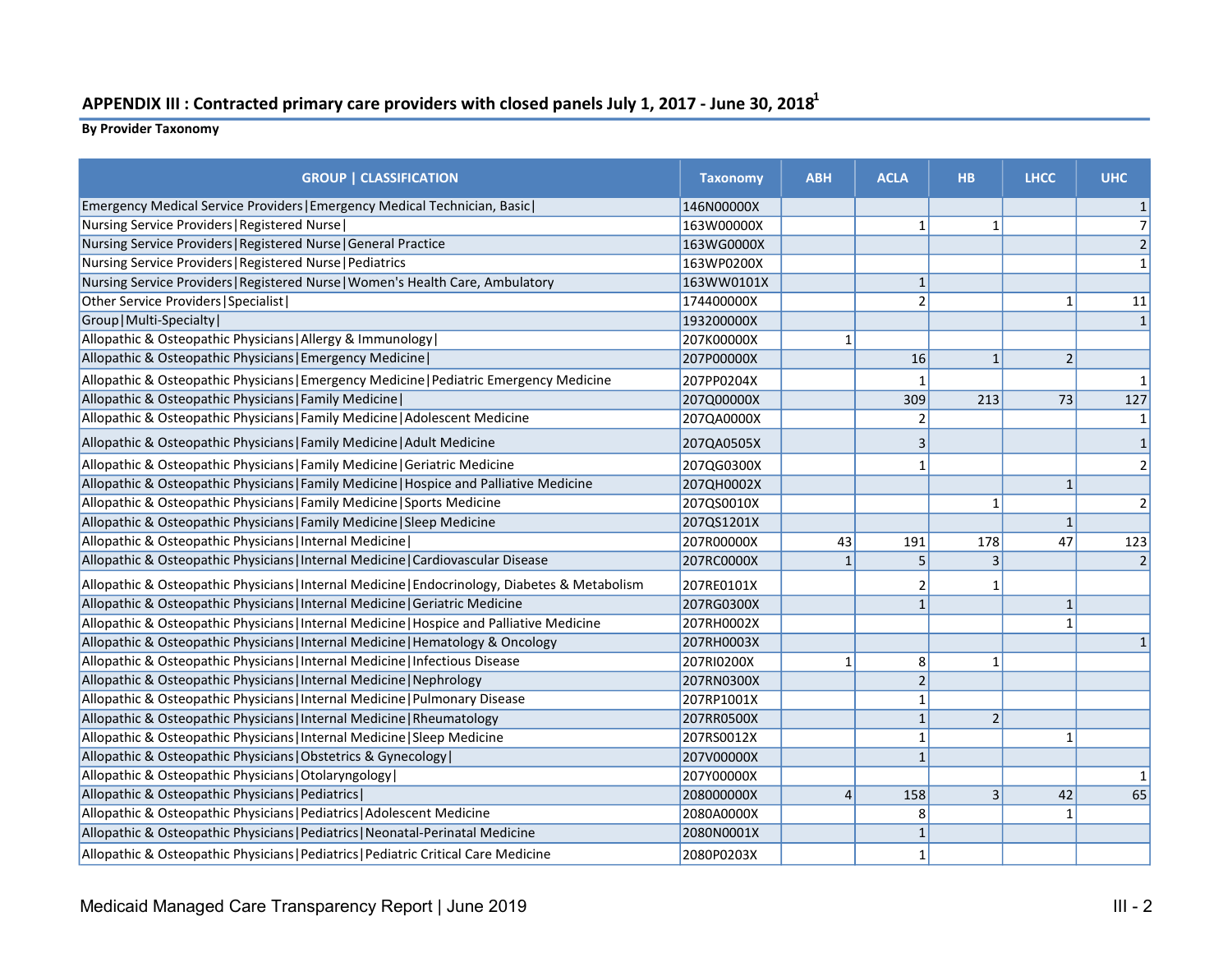## APPENDIX III : Contracted primary care providers with closed panels July 1, 2017 - June 30, 2018[1]

**By Provider Taxonomy**

| GROUP \| CLASSIFICATION | Taxonomy | ABH | ACLA | HB | LHCC | UHC |
|---|---|---|---|---|---|---|
| Emergency Medical Service Providers\|Emergency Medical Technician, Basic\| | 146N00000X | | | | | 1 |
| Nursing Service Providers\|Registered Nurse\| | 163W00000X | | 1 | 1 | | 7 |
| Nursing Service Providers\|Registered Nurse\|General Practice | 163WG0000X | | | | | 2 |
| Nursing Service Providers\|Registered Nurse\|Pediatrics | 163WP0200X | | | | | 1 |
| Nursing Service Providers\|Registered Nurse\|Women's Health Care, Ambulatory | 163WW0101X | | 1 | | | |
| Other Service Providers\|Specialist\| | 174400000X | | 2 | | 1 | 11 |
| Group\|Multi-Specialty\| | 193200000X | | | | | 1 |
| Allopathic & Osteopathic Physicians\|Allergy & Immunology\| | 207K00000X | 1 | | | | |
| Allopathic & Osteopathic Physicians\|Emergency Medicine\| | 207P00000X | | 16 | 1 | 2 | |
| Allopathic & Osteopathic Physicians\|Emergency Medicine\|Pediatric Emergency Medicine | 207PP0204X | | 1 | | | 1 |
| Allopathic & Osteopathic Physicians\|Family Medicine\| | 207Q00000X | | 309 | 213 | 73 | 127 |
| Allopathic & Osteopathic Physicians\|Family Medicine\|Adolescent Medicine | 207QA0000X | | 2 | | | 1 |
| Allopathic & Osteopathic Physicians\|Family Medicine\|Adult Medicine | 207QA0505X | | 3 | | | 1 |
| Allopathic & Osteopathic Physicians\|Family Medicine\|Geriatric Medicine | 207QG0300X | | 1 | | | 2 |
| Allopathic & Osteopathic Physicians\|Family Medicine\|Hospice and Palliative Medicine | 207QH0002X | | | | 1 | |
| Allopathic & Osteopathic Physicians\|Family Medicine\|Sports Medicine | 207QS0010X | | | 1 | | 2 |
| Allopathic & Osteopathic Physicians\|Family Medicine\|Sleep Medicine | 207QS1201X | | | | 1 | |
| Allopathic & Osteopathic Physicians\|Internal Medicine\| | 207R00000X | 43 | 191 | 178 | 47 | 123 |
| Allopathic & Osteopathic Physicians\|Internal Medicine\|Cardiovascular Disease | 207RC0000X | 1 | 5 | 3 | | 2 |
| Allopathic & Osteopathic Physicians\|Internal Medicine\|Endocrinology, Diabetes & Metabolism | 207RE0101X | | 2 | 1 | | |
| Allopathic & Osteopathic Physicians\|Internal Medicine\|Geriatric Medicine | 207RG0300X | | 1 | | 1 | |
| Allopathic & Osteopathic Physicians\|Internal Medicine\|Hospice and Palliative Medicine | 207RH0002X | | | | 1 | |
| Allopathic & Osteopathic Physicians\|Internal Medicine\|Hematology & Oncology | 207RH0003X | | | | | 1 |
| Allopathic & Osteopathic Physicians\|Internal Medicine\|Infectious Disease | 207RI0200X | 1 | 8 | 1 | | |
| Allopathic & Osteopathic Physicians\|Internal Medicine\|Nephrology | 207RN0300X | | 2 | | | |
| Allopathic & Osteopathic Physicians\|Internal Medicine\|Pulmonary Disease | 207RP1001X | | 1 | | | |
| Allopathic & Osteopathic Physicians\|Internal Medicine\|Rheumatology | 207RR0500X | | 1 | 2 | | |
| Allopathic & Osteopathic Physicians\|Internal Medicine\|Sleep Medicine | 207RS0012X | | 1 | | 1 | |
| Allopathic & Osteopathic Physicians\|Obstetrics & Gynecology\| | 207V00000X | | 1 | | | |
| Allopathic & Osteopathic Physicians\|Otolaryngology\| | 207Y00000X | | | | | 1 |
| Allopathic & Osteopathic Physicians\|Pediatrics\| | 208000000X | 4 | 158 | 3 | 42 | 65 |
| Allopathic & Osteopathic Physicians\|Pediatrics\|Adolescent Medicine | 2080A0000X | | 8 | | 1 | |
| Allopathic & Osteopathic Physicians\|Pediatrics\|Neonatal-Perinatal Medicine | 2080N0001X | | 1 | | | |
| Allopathic & Osteopathic Physicians\|Pediatrics\|Pediatric Critical Care Medicine | 2080P0203X | | 1 | | | |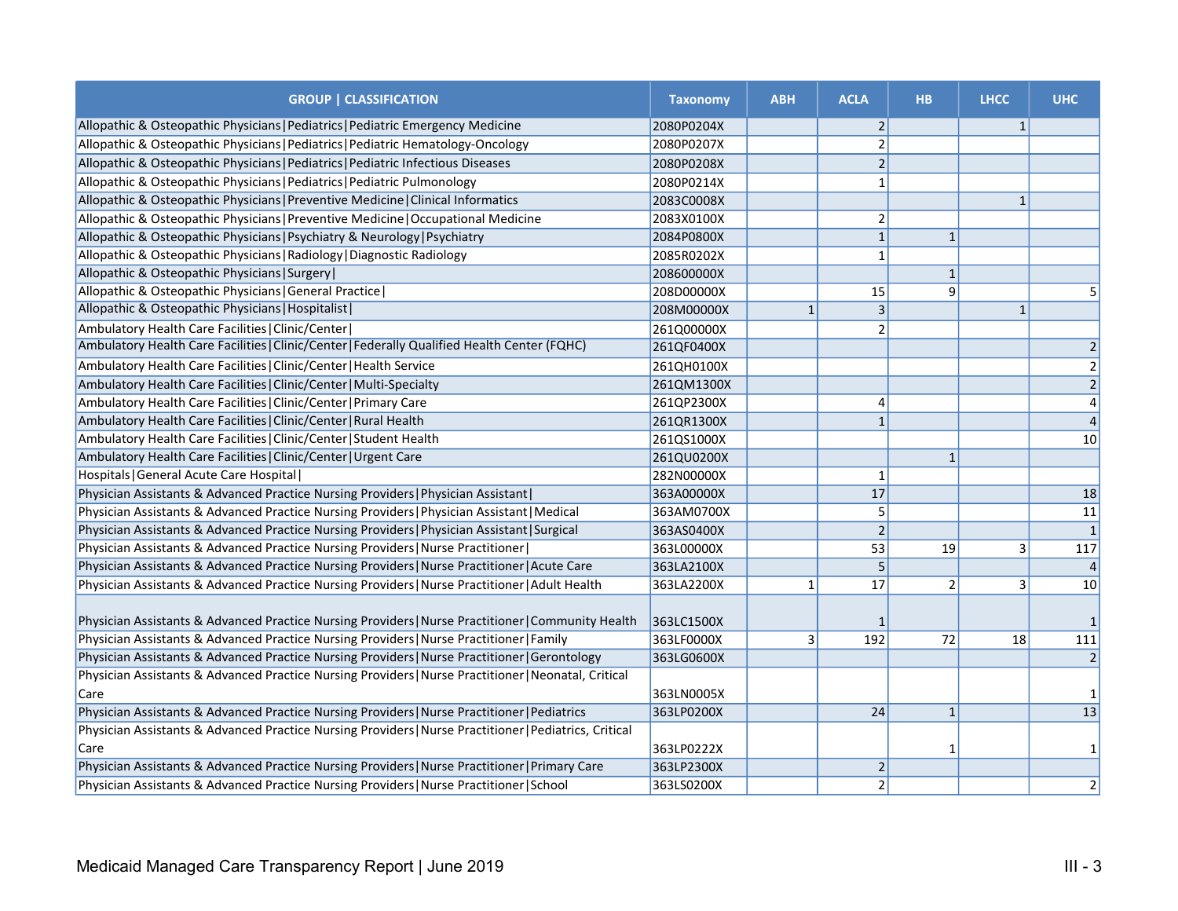| GROUP \| CLASSIFICATION | Taxonomy | ABH | ACLA | HB | LHCC | UHC |
|---|---|---|---|---|---|---|
| Allopathic & Osteopathic Physicians\|Pediatrics\|Pediatric Emergency Medicine | 2080P0204X | | 2 | | 1 | |
| Allopathic & Osteopathic Physicians\|Pediatrics\|Pediatric Hematology-Oncology | 2080P0207X | | 2 | | | |
| Allopathic & Osteopathic Physicians\|Pediatrics\|Pediatric Infectious Diseases | 2080P0208X | | 2 | | | |
| Allopathic & Osteopathic Physicians\|Pediatrics\|Pediatric Pulmonology | 2080P0214X | | 1 | | | |
| Allopathic & Osteopathic Physicians\|Preventive Medicine\|Clinical Informatics | 2083C0008X | | | | 1 | |
| Allopathic & Osteopathic Physicians\|Preventive Medicine\|Occupational Medicine | 2083X0100X | | 2 | | | |
| Allopathic & Osteopathic Physicians\|Psychiatry & Neurology\|Psychiatry | 2084P0800X | | 1 | 1 | | |
| Allopathic & Osteopathic Physicians\|Radiology\|Diagnostic Radiology | 2085R0202X | | 1 | | | |
| Allopathic & Osteopathic Physicians\|Surgery\| | 208600000X | | | 1 | | |
| Allopathic & Osteopathic Physicians\|General Practice\| | 208D00000X | | 15 | 9 | | 5 |
| Allopathic & Osteopathic Physicians\|Hospitalist\| | 208M00000X | 1 | 3 | | 1 | |
| Ambulatory Health Care Facilities\|Clinic/Center\| | 261Q00000X | | 2 | | | |
| Ambulatory Health Care Facilities\|Clinic/Center\|Federally Qualified Health Center (FQHC) | 261QF0400X | | | | | 2 |
| Ambulatory Health Care Facilities\|Clinic/Center\|Health Service | 261QH0100X | | | | | 2 |
| Ambulatory Health Care Facilities\|Clinic/Center\|Multi-Specialty | 261QM1300X | | | | | 2 |
| Ambulatory Health Care Facilities\|Clinic/Center\|Primary Care | 261QP2300X | | 4 | | | 4 |
| Ambulatory Health Care Facilities\|Clinic/Center\|Rural Health | 261QR1300X | | 1 | | | 4 |
| Ambulatory Health Care Facilities\|Clinic/Center\|Student Health | 261QS1000X | | | | | 10 |
| Ambulatory Health Care Facilities\|Clinic/Center\|Urgent Care | 261QU0200X | | | 1 | | |
| Hospitals\|General Acute Care Hospital\| | 282N00000X | | 1 | | | |
| Physician Assistants & Advanced Practice Nursing Providers\|Physician Assistant\| | 363A00000X | | 17 | | | 18 |
| Physician Assistants & Advanced Practice Nursing Providers\|Physician Assistant\|Medical | 363AM0700X | | 5 | | | 11 |
| Physician Assistants & Advanced Practice Nursing Providers\|Physician Assistant\|Surgical | 363AS0400X | | 2 | | | 1 |
| Physician Assistants & Advanced Practice Nursing Providers\|Nurse Practitioner\| | 363L00000X | | 53 | 19 | 3 | 117 |
| Physician Assistants & Advanced Practice Nursing Providers\|Nurse Practitioner\|Acute Care | 363LA2100X | | 5 | | | 4 |
| Physician Assistants & Advanced Practice Nursing Providers\|Nurse Practitioner\|Adult Health | 363LA2200X | 1 | 17 | 2 | 3 | 10 |
| Physician Assistants & Advanced Practice Nursing Providers\|Nurse Practitioner\|Community Health | 363LC1500X | | 1 | | | 1 |
| Physician Assistants & Advanced Practice Nursing Providers\|Nurse Practitioner\|Family | 363LF0000X | 3 | 192 | 72 | 18 | 111 |
| Physician Assistants & Advanced Practice Nursing Providers\|Nurse Practitioner\|Gerontology | 363LG0600X | | | | | 2 |
| Physician Assistants & Advanced Practice Nursing Providers\|Nurse Practitioner\|Neonatal, Critical Care | 363LN0005X | | | | | 1 |
| Physician Assistants & Advanced Practice Nursing Providers\|Nurse Practitioner\|Pediatrics | 363LP0200X | | 24 | 1 | | 13 |
| Physician Assistants & Advanced Practice Nursing Providers\|Nurse Practitioner\|Pediatrics, Critical Care | 363LP0222X | | | 1 | | 1 |
| Physician Assistants & Advanced Practice Nursing Providers\|Nurse Practitioner\|Primary Care | 363LP2300X | | 2 | | | |
| Physician Assistants & Advanced Practice Nursing Providers\|Nurse Practitioner\|School | 363LS0200X | | 2 | | | 2 |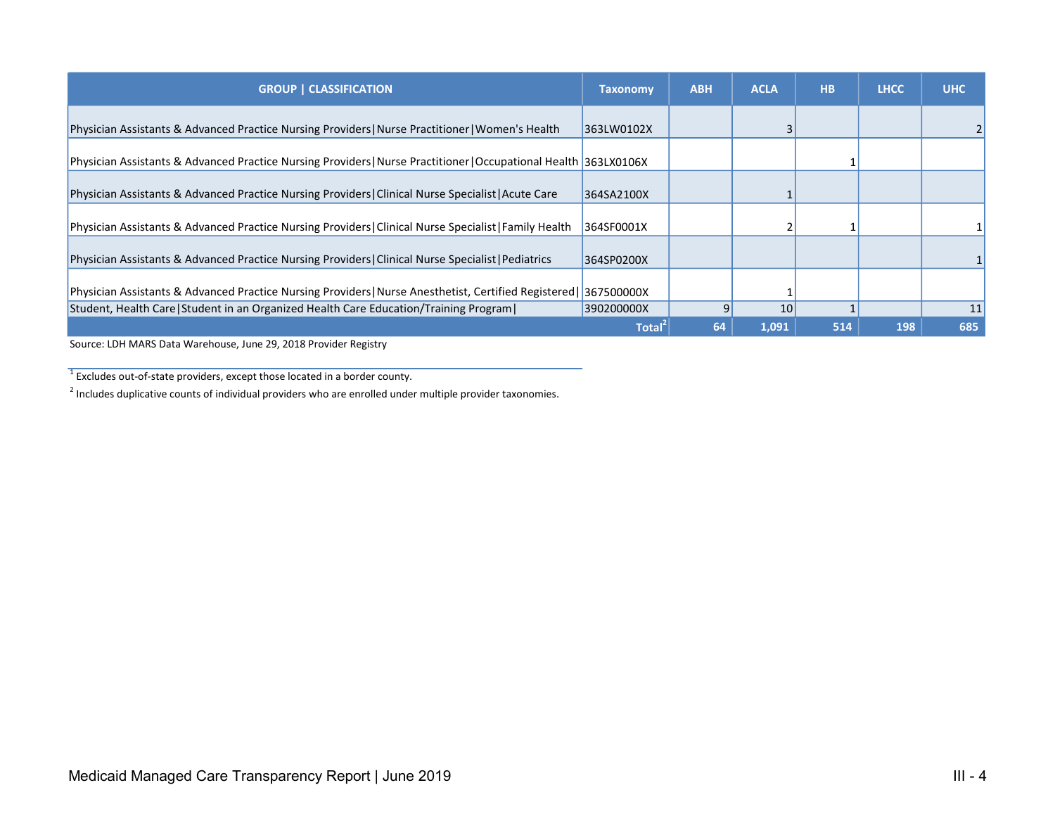| GROUP \| CLASSIFICATION | Taxonomy | ABH | ACLA | HB | LHCC | UHC |
|---|---|---|---|---|---|---|
| Physician Assistants & Advanced Practice Nursing Providers\|Nurse Practitioner\|Women's Health | 363LW0102X | | 3 | | | 2 |
| Physician Assistants & Advanced Practice Nursing Providers\|Nurse Practitioner\|Occupational Health | 363LX0106X | | | 1 | | |
| Physician Assistants & Advanced Practice Nursing Providers\|Clinical Nurse Specialist\|Acute Care | 364SA2100X | | 1 | | | |
| Physician Assistants & Advanced Practice Nursing Providers\|Clinical Nurse Specialist\|Family Health | 364SF0001X | | 2 | 1 | | 1 |
| Physician Assistants & Advanced Practice Nursing Providers\|Clinical Nurse Specialist\|Pediatrics | 364SP0200X | | | | | 1 |
| Physician Assistants & Advanced Practice Nursing Providers\|Nurse Anesthetist, Certified Registered\| | 367500000X | | 1 | | | |
| Student, Health Care\|Student in an Organized Health Care Education/Training Program\| | 390200000X | 9 | 10 | 1 | | 11 |
| | **Total[2]** | **64** | **1,091** | **514** | **198** | **685** |

Source: LDH MARS Data Warehouse, June 29, 2018 Provider Registry

[1] Excludes out-of-state providers, except those located in a border county.

[2] Includes duplicative counts of individual providers who are enrolled under multiple provider taxonomies.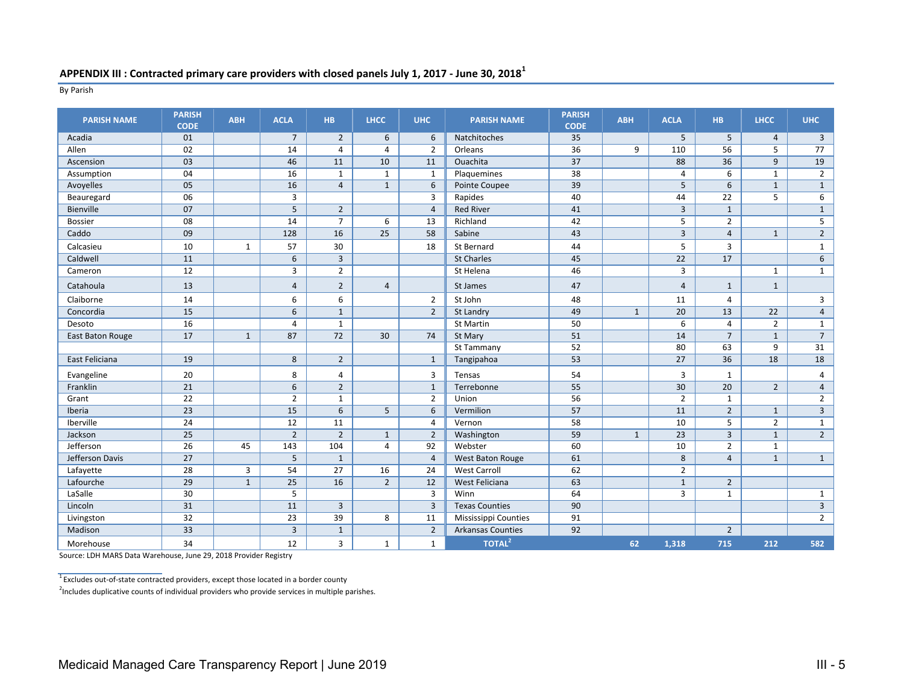**APPENDIX III : Contracted primary care providers with closed panels July 1, 2017 - June 30, 2018[1]**

By Parish

| PARISH NAME | PARISH CODE | ABH | ACLA | HB | LHCC | UHC | PARISH NAME | PARISH CODE | ABH | ACLA | HB | LHCC | UHC |
|---|---|---|---|---|---|---|---|---|---|---|---|---|---|
| Acadia | 01 | | 7 | 2 | 6 | 6 | Natchitoches | 35 | | 5 | 5 | 4 | 3 |
| Allen | 02 | | 14 | 4 | 4 | 2 | Orleans | 36 | 9 | 110 | 56 | 5 | 77 |
| Ascension | 03 | | 46 | 11 | 10 | 11 | Ouachita | 37 | | 88 | 36 | 9 | 19 |
| Assumption | 04 | | 16 | 1 | 1 | 1 | Plaquemines | 38 | | 4 | 6 | 1 | 2 |
| Avoyelles | 05 | | 16 | 4 | 1 | 6 | Pointe Coupee | 39 | | 5 | 6 | 1 | 1 |
| Beauregard | 06 | | 3 | | | 3 | Rapides | 40 | | 44 | 22 | 5 | 6 |
| Bienville | 07 | | 5 | 2 | | 4 | Red River | 41 | | 3 | 1 | | 1 |
| Bossier | 08 | | 14 | 7 | 6 | 13 | Richland | 42 | | 5 | 2 | | 5 |
| Caddo | 09 | | 128 | 16 | 25 | 58 | Sabine | 43 | | 3 | 4 | 1 | 2 |
| Calcasieu | 10 | 1 | 57 | 30 | | 18 | St Bernard | 44 | | 5 | 3 | | 1 |
| Caldwell | 11 | | 6 | 3 | | | St Charles | 45 | | 22 | 17 | | 6 |
| Cameron | 12 | | 3 | 2 | | | St Helena | 46 | | 3 | | 1 | 1 |
| Catahoula | 13 | | 4 | 2 | 4 | | St James | 47 | | 4 | 1 | 1 | |
| Claiborne | 14 | | 6 | 6 | | 2 | St John | 48 | | 11 | 4 | | 3 |
| Concordia | 15 | | 6 | 1 | | 2 | St Landry | 49 | 1 | 20 | 13 | 22 | 4 |
| Desoto | 16 | | 4 | 1 | | | St Martin | 50 | | 6 | 4 | 2 | 1 |
| East Baton Rouge | 17 | 1 | 87 | 72 | 30 | 74 | St Mary | 51 | | 14 | 7 | 1 | 7 |
| | | | | | | | St Tammany | 52 | | 80 | 63 | 9 | 31 |
| East Feliciana | 19 | | 8 | 2 | | 1 | Tangipahoa | 53 | | 27 | 36 | 18 | 18 |
| Evangeline | 20 | | 8 | 4 | | 3 | Tensas | 54 | | 3 | 1 | | 4 |
| Franklin | 21 | | 6 | 2 | | 1 | Terrebonne | 55 | | 30 | 20 | 2 | 4 |
| Grant | 22 | | 2 | 1 | | 2 | Union | 56 | | 2 | 1 | | 2 |
| Iberia | 23 | | 15 | 6 | 5 | 6 | Vermilion | 57 | | 11 | 2 | 1 | 3 |
| Iberville | 24 | | 12 | 11 | | 4 | Vernon | 58 | | 10 | 5 | 2 | 1 |
| Jackson | 25 | | 2 | 2 | 1 | 2 | Washington | 59 | 1 | 23 | 3 | 1 | 2 |
| Jefferson | 26 | 45 | 143 | 104 | 4 | 92 | Webster | 60 | | 10 | 2 | 1 | |
| Jefferson Davis | 27 | | 5 | 1 | | 4 | West Baton Rouge | 61 | | 8 | 4 | 1 | 1 |
| Lafayette | 28 | 3 | 54 | 27 | 16 | 24 | West Carroll | 62 | | 2 | | | |
| Lafourche | 29 | 1 | 25 | 16 | 2 | 12 | West Feliciana | 63 | | 1 | 2 | | |
| LaSalle | 30 | | 5 | | | 3 | Winn | 64 | | 3 | 1 | | 1 |
| Lincoln | 31 | | 11 | 3 | | 3 | Texas Counties | 90 | | | | | 3 |
| Livingston | 32 | | 23 | 39 | 8 | 11 | Mississippi Counties | 91 | | | | | 2 |
| Madison | 33 | | 3 | 1 | | 2 | Arkansas Counties | 92 | | | 2 | | |
| Morehouse | 34 | | 12 | 3 | 1 | 1 | **TOTAL[2]** | | **62** | **1,318** | **715** | **212** | **582** |

Source: LDH MARS Data Warehouse, June 29, 2018 Provider Registry

[1] Excludes out-of-state contracted providers, except those located in a border county

[2] Includes duplicative counts of individual providers who provide services in multiple parishes.